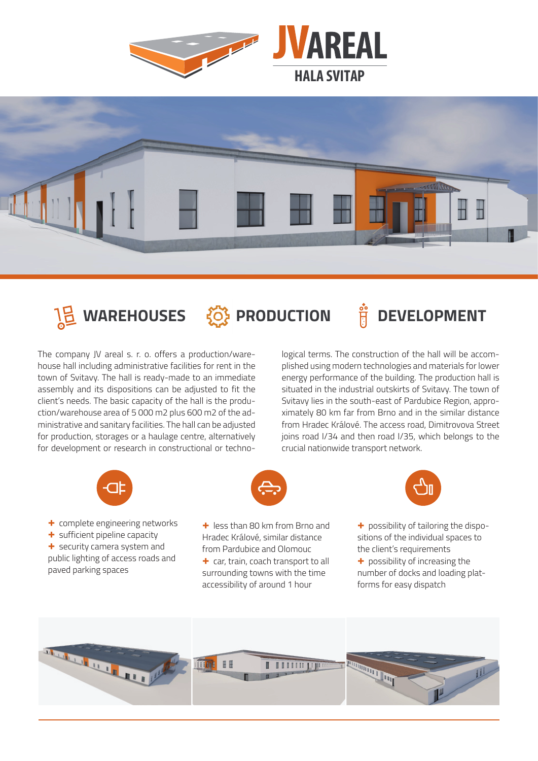# JVAREAL

## HALA SVITAP

## WAREHOUSES PRODUCTION DEVELOPMENT

The company JV areal s. r. o. offers a production/warehouse hall including administrative facilities for rent in the town of Svitavy. The hall is ready-made to an immediate assembly and its dispositions can be adjusted to fit the client's needs. The basic capacity of the hall is the production/warehouse area of 5 000 m2 plus 600 m2 of the administrative and sanitary facilities. The hall can be adjusted for production, storages or a haulage centre, alternatively for development or research in constructional or technological terms. The construction of the hall will be accomplished using modern technologies and materials for lower energy performance of the building. The production hall is situated in the industrial outskirts of Svitavy. The town of Svitavy lies in the south-east of Pardubice Region, approximately 80 km far from Brno and in the similar distance from Hradec Králové. The access road, Dimitrovova Street joins road I/34 and then road I/35, which belongs to the crucial nationwide transport network.

- complete engineering networks
- sufficient pipeline capacity
- security camera system and public lighting of access roads and paved parking spaces

- less than 80 km from Brno and Hradec Králové, similar distance from Pardubice and Olomouc
- car, train, coach transport to all surrounding towns with the time accessibility of around 1 hour

- possibility of tailoring the dispositions of the individual spaces to the client's requirements
- possibility of increasing the number of docks and loading platforms for easy dispatch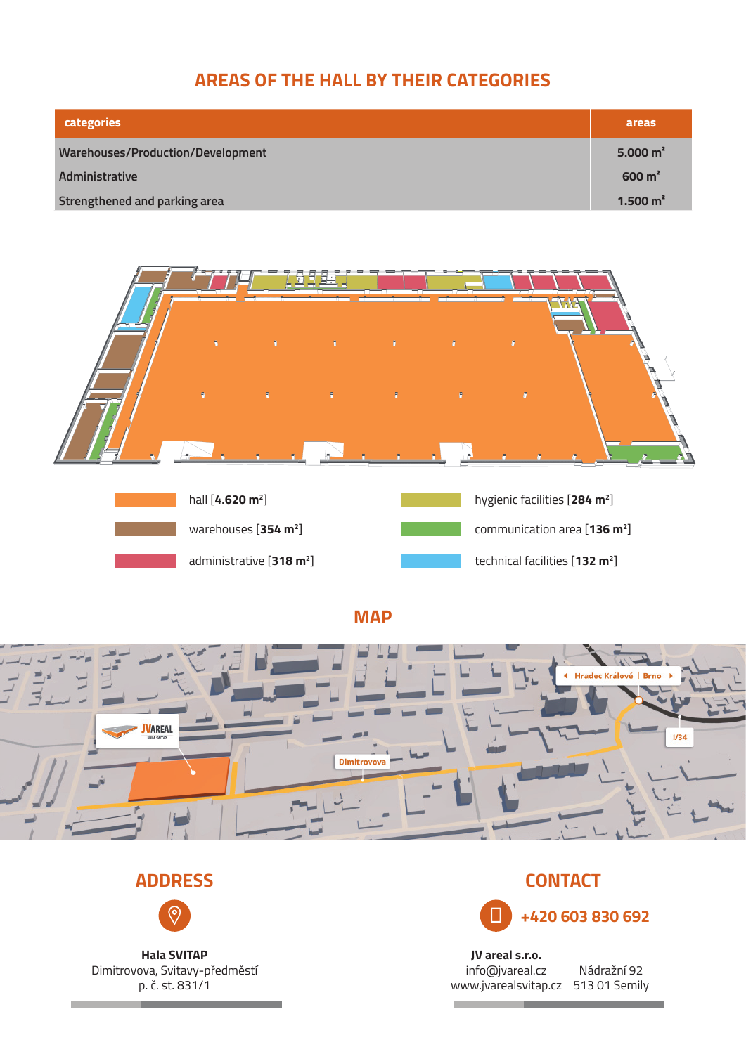## AREAS OF THE HALL BY THEIR CATEGORIES

| categories | areas |
|---|---|
| Warehouses/Production/Development | 5.000 m² |
| Administrative | 600 m² |
| Strengthened and parking area | 1.500 m² |

hall [**4.620 m²**]

warehouses [**354 m²**]

administrative [**318 m²**]

hygienic facilities [**284 m²**]

communication area [**136 m²**]

technical facilities [**132 m²**]

## MAP

JVAREAL
HALA SVITAP

Dimitrovova

Hradec Králové | Brno

I/34

## ADDRESS

**Hala SVITAP**
Dimitrovova, Svitavy-předměstí
p. č. st. 831/1

## CONTACT

**+420 603 830 692**

**JV areal s.r.o.**
info@jvareal.cz
www.jvarealsvitap.cz

Nádražní 92
513 01 Semily